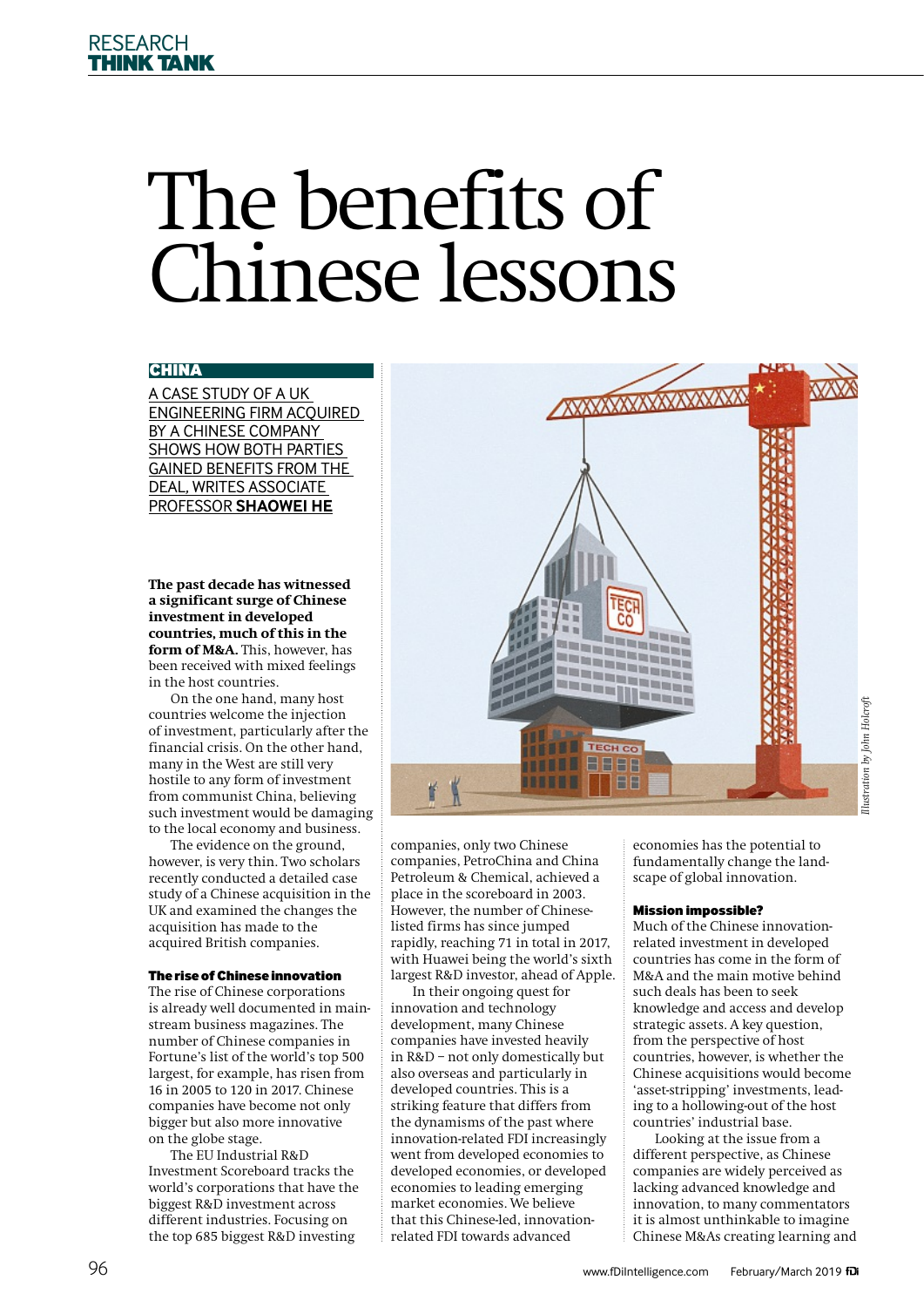# The benefits of Chinese lessons

**CHINA**

A CASE STUDY OF A UK ENGINEERING FIRM ACQUIRED BY A CHINESE COMPANY SHOWS HOW BOTH PARTIES GAINED BENEFITS FROM THE DEAL, WRITES ASSOCIATE PROFESSOR **SHAOWEI HE**

*Illustration by John Holcroft*

**The past decade has witnessed a significant surge of Chinese investment in developed countries, much of this in the form of M&A.** This, however, has been received with mixed feelings in the host countries.

On the one hand, many host countries welcome the injection of investment, particularly after the financial crisis. On the other hand, many in the West are still very hostile to any form of investment from communist China, believing such investment would be damaging to the local economy and business.

The evidence on the ground, however, is very thin. Two scholars recently conducted a detailed case study of a Chinese acquisition in the UK and examined the changes the acquisition has made to the acquired British companies.

### The rise of Chinese innovation

The rise of Chinese corporations is already well documented in mainstream business magazines. The number of Chinese companies in Fortune's list of the world's top 500 largest, for example, has risen from 16 in 2005 to 120 in 2017. Chinese companies have become not only bigger but also more innovative on the globe stage.

The EU Industrial R&D Investment Scoreboard tracks the world's corporations that have the biggest R&D investment across different industries. Focusing on the top 685 biggest R&D investing companies, only two Chinese companies, PetroChina and China Petroleum & Chemical, achieved a place in the scoreboard in 2003. However, the number of Chinese-listed firms has since jumped rapidly, reaching 71 in total in 2017, with Huawei being the world's sixth largest R&D investor, ahead of Apple.

In their ongoing quest for innovation and technology development, many Chinese companies have invested heavily in R&D – not only domestically but also overseas and particularly in developed countries. This is a striking feature that differs from the dynamisms of the past where innovation-related FDI increasingly went from developed economies to developed economies, or developed economies to leading emerging market economies. We believe that this Chinese-led, innovation-related FDI towards advanced economies has the potential to fundamentally change the landscape of global innovation.

### Mission impossible?

Much of the Chinese innovation-related investment in developed countries has come in the form of M&A and the main motive behind such deals has been to seek knowledge and access and develop strategic assets. A key question, from the perspective of host countries, however, is whether the Chinese acquisitions would become 'asset-stripping' investments, leading to a hollowing-out of the host countries' industrial base.

Looking at the issue from a different perspective, as Chinese companies are widely perceived as lacking advanced knowledge and innovation, to many commentators it is almost unthinkable to imagine Chinese M&As creating learning and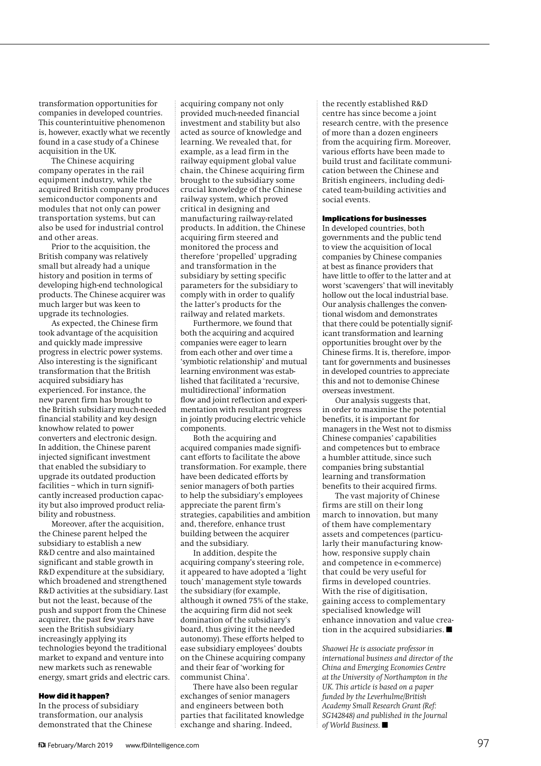transformation opportunities for companies in developed countries. This counterintuitive phenomenon is, however, exactly what we recently found in a case study of a Chinese acquisition in the UK.

The Chinese acquiring company operates in the rail equipment industry, while the acquired British company produces semiconductor components and modules that not only can power transportation systems, but can also be used for industrial control and other areas.

Prior to the acquisition, the British company was relatively small but already had a unique history and position in terms of developing high-end technological products. The Chinese acquirer was much larger but was keen to upgrade its technologies.

As expected, the Chinese firm took advantage of the acquisition and quickly made impressive progress in electric power systems. Also interesting is the significant transformation that the British acquired subsidiary has experienced. For instance, the new parent firm has brought to the British subsidiary much-needed financial stability and key design knowhow related to power converters and electronic design. In addition, the Chinese parent injected significant investment that enabled the subsidiary to upgrade its outdated production facilities – which in turn significantly increased production capacity but also improved product reliability and robustness.

Moreover, after the acquisition, the Chinese parent helped the subsidiary to establish a new R&D centre and also maintained significant and stable growth in R&D expenditure at the subsidiary, which broadened and strengthened R&D activities at the subsidiary. Last but not the least, because of the push and support from the Chinese acquirer, the past few years have seen the British subsidiary increasingly applying its technologies beyond the traditional market to expand and venture into new markets such as renewable energy, smart grids and electric cars.

### How did it happen?

In the process of subsidiary transformation, our analysis demonstrated that the Chinese acquiring company not only provided much-needed financial investment and stability but also acted as source of knowledge and learning. We revealed that, for example, as a lead firm in the railway equipment global value chain, the Chinese acquiring firm brought to the subsidiary some crucial knowledge of the Chinese railway system, which proved critical in designing and manufacturing railway-related products. In addition, the Chinese acquiring firm steered and monitored the process and therefore 'propelled' upgrading and transformation in the subsidiary by setting specific parameters for the subsidiary to comply with in order to qualify the latter's products for the railway and related markets.

Furthermore, we found that both the acquiring and acquired companies were eager to learn from each other and over time a 'symbiotic relationship' and mutual learning environment was established that facilitated a 'recursive, multidirectional' information flow and joint reflection and experimentation with resultant progress in jointly producing electric vehicle components.

Both the acquiring and acquired companies made significant efforts to facilitate the above transformation. For example, there have been dedicated efforts by senior managers of both parties to help the subsidiary's employees appreciate the parent firm's strategies, capabilities and ambition and, therefore, enhance trust building between the acquirer and the subsidiary.

In addition, despite the acquiring company's steering role, it appeared to have adopted a 'light touch' management style towards the subsidiary (for example, although it owned 75% of the stake, the acquiring firm did not seek domination of the subsidiary's board, thus giving it the needed autonomy). These efforts helped to ease subsidiary employees' doubts on the Chinese acquiring company and their fear of 'working for communist China'.

There have also been regular exchanges of senior managers and engineers between both parties that facilitated knowledge exchange and sharing. Indeed, the recently established R&D centre has since become a joint research centre, with the presence of more than a dozen engineers from the acquiring firm. Moreover, various efforts have been made to build trust and facilitate communication between the Chinese and British engineers, including dedicated team-building activities and social events.

### Implications for businesses

In developed countries, both governments and the public tend to view the acquisition of local companies by Chinese companies at best as finance providers that have little to offer to the latter and at worst 'scavengers' that will inevitably hollow out the local industrial base. Our analysis challenges the conventional wisdom and demonstrates that there could be potentially significant transformation and learning opportunities brought over by the Chinese firms. It is, therefore, important for governments and businesses in developed countries to appreciate this and not to demonise Chinese overseas investment.

Our analysis suggests that, in order to maximise the potential benefits, it is important for managers in the West not to dismiss Chinese companies' capabilities and competences but to embrace a humbler attitude, since such companies bring substantial learning and transformation benefits to their acquired firms.

The vast majority of Chinese firms are still on their long march to innovation, but many of them have complementary assets and competences (particularly their manufacturing knowhow, responsive supply chain and competence in e-commerce) that could be very useful for firms in developed countries. With the rise of digitisation, gaining access to complementary specialised knowledge will enhance innovation and value creation in the acquired subsidiaries. ■

*Shaowei He is associate professor in international business and director of the China and Emerging Economies Centre at the University of Northampton in the UK. This article is based on a paper funded by the Leverhulme/British Academy Small Research Grant (Ref: SG142848) and published in the Journal of World Business.* ■